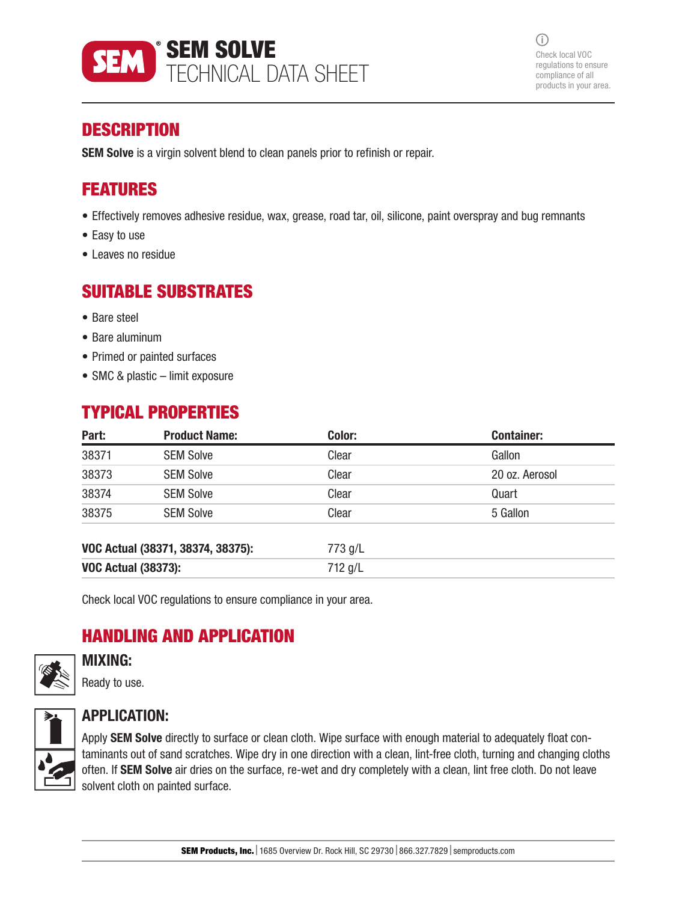# SEM SOLVE
# TECHNICAL DATA SHEET

Check local VOC regulations to ensure compliance of all products in your area.

## DESCRIPTION

**SEM Solve** is a virgin solvent blend to clean panels prior to refinish or repair.

## FEATURES

- Effectively removes adhesive residue, wax, grease, road tar, oil, silicone, paint overspray and bug remnants
- Easy to use
- Leaves no residue

## SUITABLE SUBSTRATES

- Bare steel
- Bare aluminum
- Primed or painted surfaces
- SMC & plastic – limit exposure

## TYPICAL PROPERTIES

| Part: | Product Name: | Color: | Container: |
|---|---|---|---|
| 38371 | SEM Solve | Clear | Gallon |
| 38373 | SEM Solve | Clear | 20 oz. Aerosol |
| 38374 | SEM Solve | Clear | Quart |
| 38375 | SEM Solve | Clear | 5 Gallon |

| | |
|---|---|
| **VOC Actual (38371, 38374, 38375):** | 773 g/L |
| **VOC Actual (38373):** | 712 g/L |

Check local VOC regulations to ensure compliance in your area.

## HANDLING AND APPLICATION

### MIXING:

Ready to use.

### APPLICATION:

Apply **SEM Solve** directly to surface or clean cloth. Wipe surface with enough material to adequately float contaminants out of sand scratches. Wipe dry in one direction with a clean, lint-free cloth, turning and changing cloths often. If **SEM Solve** air dries on the surface, re-wet and dry completely with a clean, lint free cloth. Do not leave solvent cloth on painted surface.

**SEM Products, Inc.** | 1685 Overview Dr. Rock Hill, SC 29730 | 866.327.7829 | semproducts.com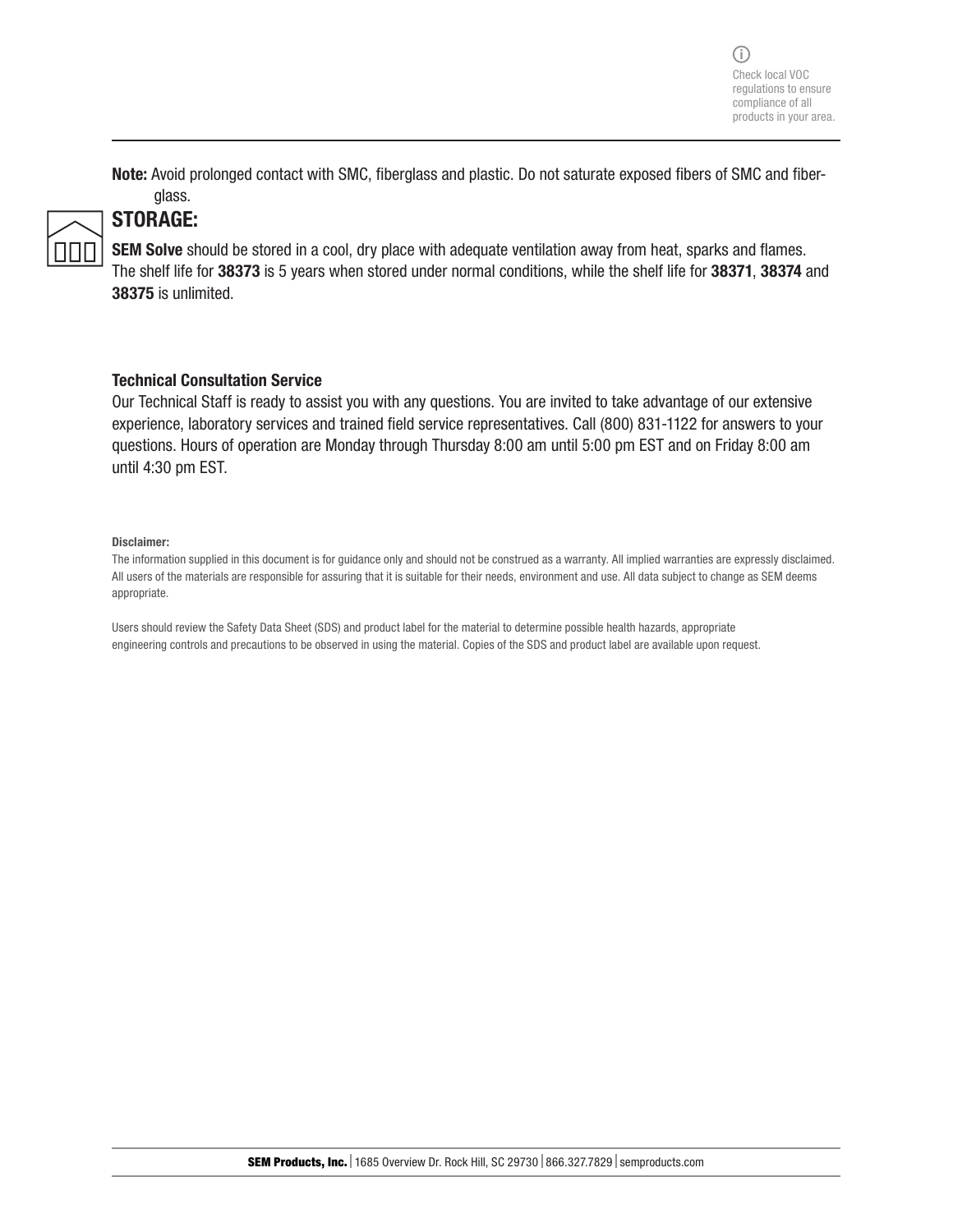Check local VOC regulations to ensure compliance of all products in your area.

**Note:** Avoid prolonged contact with SMC, fiberglass and plastic. Do not saturate exposed fibers of SMC and fiberglass.

## STORAGE:

**SEM Solve** should be stored in a cool, dry place with adequate ventilation away from heat, sparks and flames. The shelf life for **38373** is 5 years when stored under normal conditions, while the shelf life for **38371**, **38374** and **38375** is unlimited.

### Technical Consultation Service

Our Technical Staff is ready to assist you with any questions. You are invited to take advantage of our extensive experience, laboratory services and trained field service representatives. Call (800) 831-1122 for answers to your questions. Hours of operation are Monday through Thursday 8:00 am until 5:00 pm EST and on Friday 8:00 am until 4:30 pm EST.

**Disclaimer:**

The information supplied in this document is for guidance only and should not be construed as a warranty. All implied warranties are expressly disclaimed. All users of the materials are responsible for assuring that it is suitable for their needs, environment and use. All data subject to change as SEM deems appropriate.

Users should review the Safety Data Sheet (SDS) and product label for the material to determine possible health hazards, appropriate engineering controls and precautions to be observed in using the material. Copies of the SDS and product label are available upon request.

**SEM Products, Inc.** | 1685 Overview Dr. Rock Hill, SC 29730 | 866.327.7829 | semproducts.com